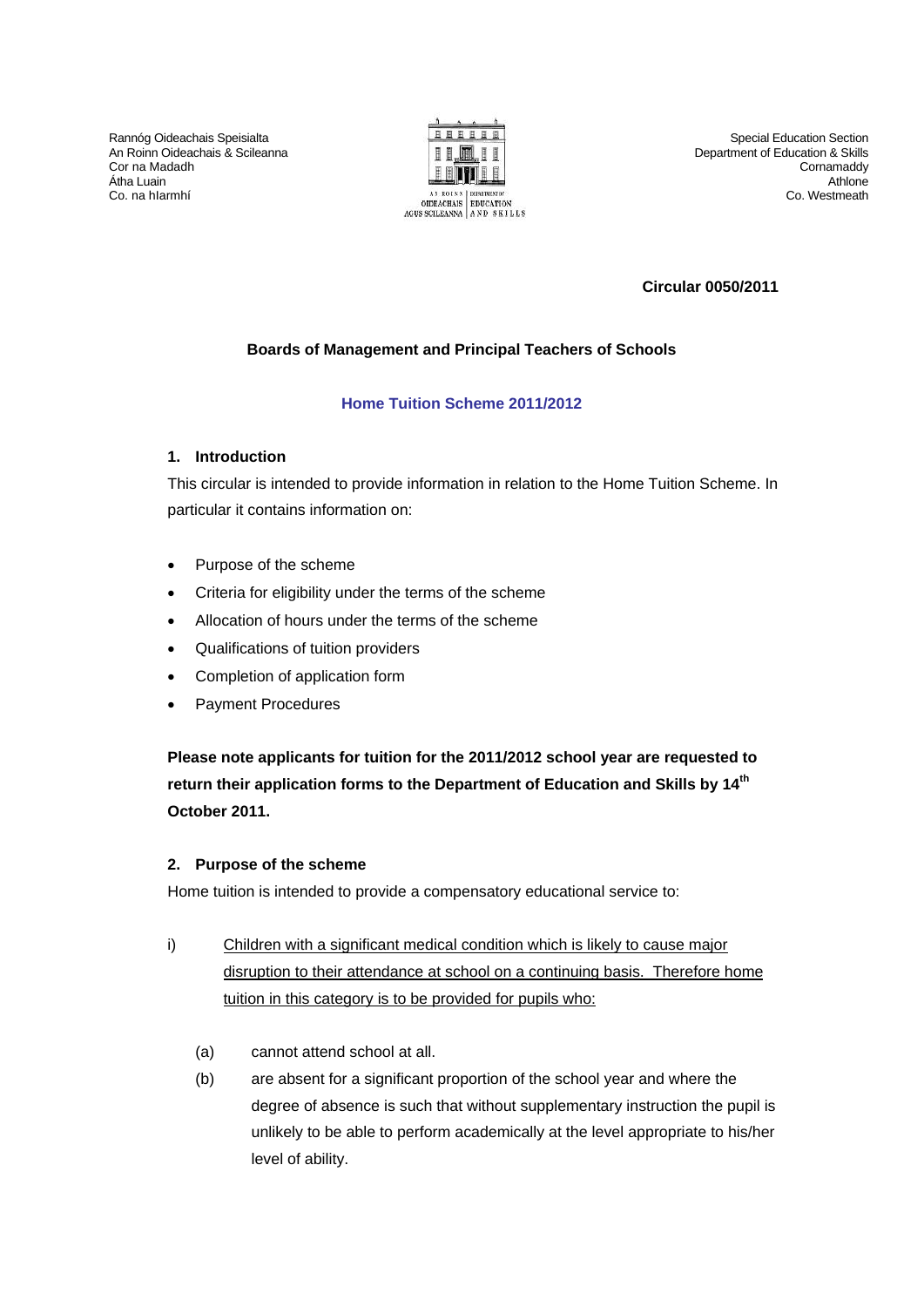Rannóg Oideachais Speisialta
An Roinn Oideachais & Scileanna
Cor na Madadh
Átha Luain
Co. na hIarmhí

Special Education Section
Department of Education & Skills
Cornamaddy
Athlone
Co. Westmeath

**Circular 0050/2011**

**Boards of Management and Principal Teachers of Schools**

## Home Tuition Scheme 2011/2012

### 1. Introduction

This circular is intended to provide information in relation to the Home Tuition Scheme. In particular it contains information on:

- Purpose of the scheme
- Criteria for eligibility under the terms of the scheme
- Allocation of hours under the terms of the scheme
- Qualifications of tuition providers
- Completion of application form
- Payment Procedures

**Please note applicants for tuition for the 2011/2012 school year are requested to return their application forms to the Department of Education and Skills by 14th October 2011.**

### 2. Purpose of the scheme

Home tuition is intended to provide a compensatory educational service to:

i) Children with a significant medical condition which is likely to cause major disruption to their attendance at school on a continuing basis. Therefore home tuition in this category is to be provided for pupils who:

(a) cannot attend school at all.

(b) are absent for a significant proportion of the school year and where the degree of absence is such that without supplementary instruction the pupil is unlikely to be able to perform academically at the level appropriate to his/her level of ability.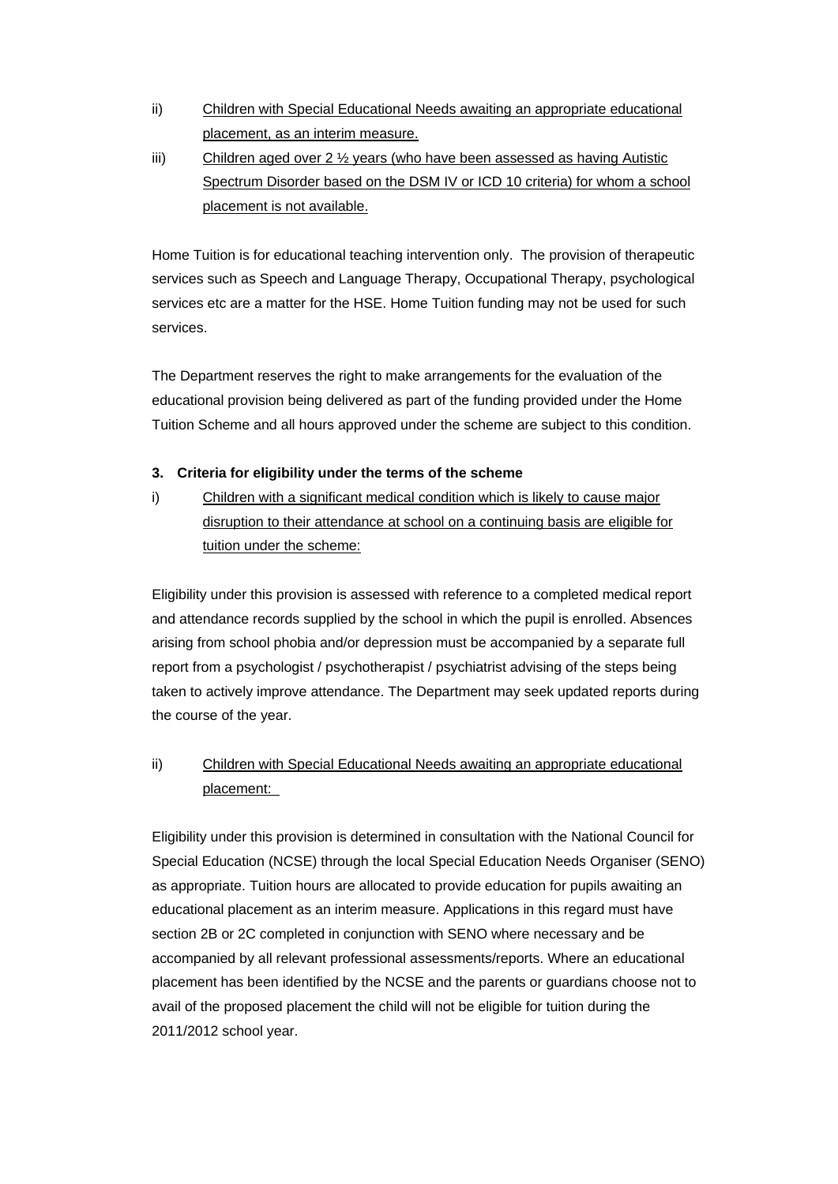ii) <u>Children with Special Educational Needs awaiting an appropriate educational placement, as an interim measure.</u>

iii) <u>Children aged over 2 ½ years (who have been assessed as having Autistic Spectrum Disorder based on the DSM IV or ICD 10 criteria) for whom a school placement is not available.</u>

Home Tuition is for educational teaching intervention only. The provision of therapeutic services such as Speech and Language Therapy, Occupational Therapy, psychological services etc are a matter for the HSE. Home Tuition funding may not be used for such services.

The Department reserves the right to make arrangements for the evaluation of the educational provision being delivered as part of the funding provided under the Home Tuition Scheme and all hours approved under the scheme are subject to this condition.

**3. Criteria for eligibility under the terms of the scheme**

i) <u>Children with a significant medical condition which is likely to cause major disruption to their attendance at school on a continuing basis are eligible for tuition under the scheme:</u>

Eligibility under this provision is assessed with reference to a completed medical report and attendance records supplied by the school in which the pupil is enrolled. Absences arising from school phobia and/or depression must be accompanied by a separate full report from a psychologist / psychotherapist / psychiatrist advising of the steps being taken to actively improve attendance. The Department may seek updated reports during the course of the year.

ii) <u>Children with Special Educational Needs awaiting an appropriate educational placement:</u>

Eligibility under this provision is determined in consultation with the National Council for Special Education (NCSE) through the local Special Education Needs Organiser (SENO) as appropriate. Tuition hours are allocated to provide education for pupils awaiting an educational placement as an interim measure. Applications in this regard must have section 2B or 2C completed in conjunction with SENO where necessary and be accompanied by all relevant professional assessments/reports. Where an educational placement has been identified by the NCSE and the parents or guardians choose not to avail of the proposed placement the child will not be eligible for tuition during the 2011/2012 school year.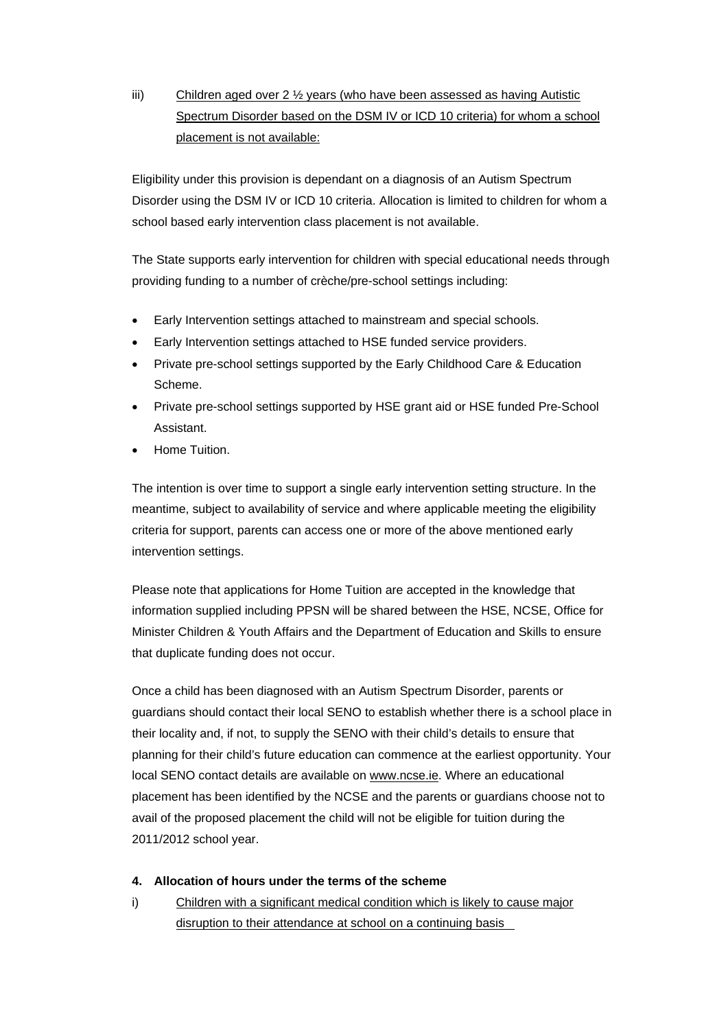iii) <u>Children aged over 2 ½ years (who have been assessed as having Autistic Spectrum Disorder based on the DSM IV or ICD 10 criteria) for whom a school placement is not available:</u>

Eligibility under this provision is dependant on a diagnosis of an Autism Spectrum Disorder using the DSM IV or ICD 10 criteria. Allocation is limited to children for whom a school based early intervention class placement is not available.

The State supports early intervention for children with special educational needs through providing funding to a number of crèche/pre-school settings including:

- Early Intervention settings attached to mainstream and special schools.
- Early Intervention settings attached to HSE funded service providers.
- Private pre-school settings supported by the Early Childhood Care & Education Scheme.
- Private pre-school settings supported by HSE grant aid or HSE funded Pre-School Assistant.
- Home Tuition.

The intention is over time to support a single early intervention setting structure. In the meantime, subject to availability of service and where applicable meeting the eligibility criteria for support, parents can access one or more of the above mentioned early intervention settings.

Please note that applications for Home Tuition are accepted in the knowledge that information supplied including PPSN will be shared between the HSE, NCSE, Office for Minister Children & Youth Affairs and the Department of Education and Skills to ensure that duplicate funding does not occur.

Once a child has been diagnosed with an Autism Spectrum Disorder, parents or guardians should contact their local SENO to establish whether there is a school place in their locality and, if not, to supply the SENO with their child's details to ensure that planning for their child's future education can commence at the earliest opportunity. Your local SENO contact details are available on www.ncse.ie. Where an educational placement has been identified by the NCSE and the parents or guardians choose not to avail of the proposed placement the child will not be eligible for tuition during the 2011/2012 school year.

**4. Allocation of hours under the terms of the scheme**

i) <u>Children with a significant medical condition which is likely to cause major disruption to their attendance at school on a continuing basis</u>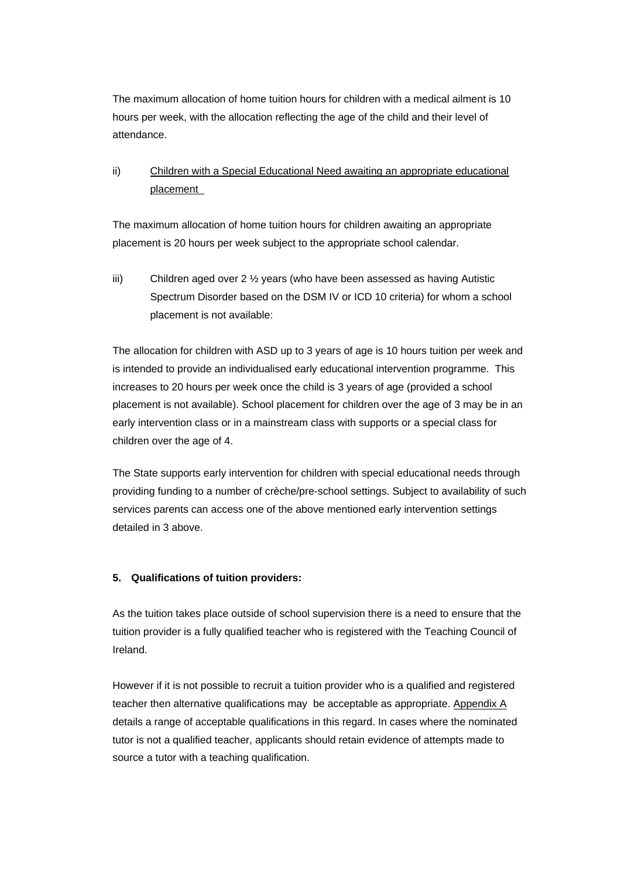The maximum allocation of home tuition hours for children with a medical ailment is 10 hours per week, with the allocation reflecting the age of the child and their level of attendance.

ii) <u>Children with a Special Educational Need awaiting an appropriate educational placement</u>

The maximum allocation of home tuition hours for children awaiting an appropriate placement is 20 hours per week subject to the appropriate school calendar.

iii) Children aged over 2 ½ years (who have been assessed as having Autistic Spectrum Disorder based on the DSM IV or ICD 10 criteria) for whom a school placement is not available:

The allocation for children with ASD up to 3 years of age is 10 hours tuition per week and is intended to provide an individualised early educational intervention programme. This increases to 20 hours per week once the child is 3 years of age (provided a school placement is not available). School placement for children over the age of 3 may be in an early intervention class or in a mainstream class with supports or a special class for children over the age of 4.

The State supports early intervention for children with special educational needs through providing funding to a number of crèche/pre-school settings. Subject to availability of such services parents can access one of the above mentioned early intervention settings detailed in 3 above.

**5. Qualifications of tuition providers:**

As the tuition takes place outside of school supervision there is a need to ensure that the tuition provider is a fully qualified teacher who is registered with the Teaching Council of Ireland.

However if it is not possible to recruit a tuition provider who is a qualified and registered teacher then alternative qualifications may be acceptable as appropriate. <u>Appendix A</u> details a range of acceptable qualifications in this regard. In cases where the nominated tutor is not a qualified teacher, applicants should retain evidence of attempts made to source a tutor with a teaching qualification.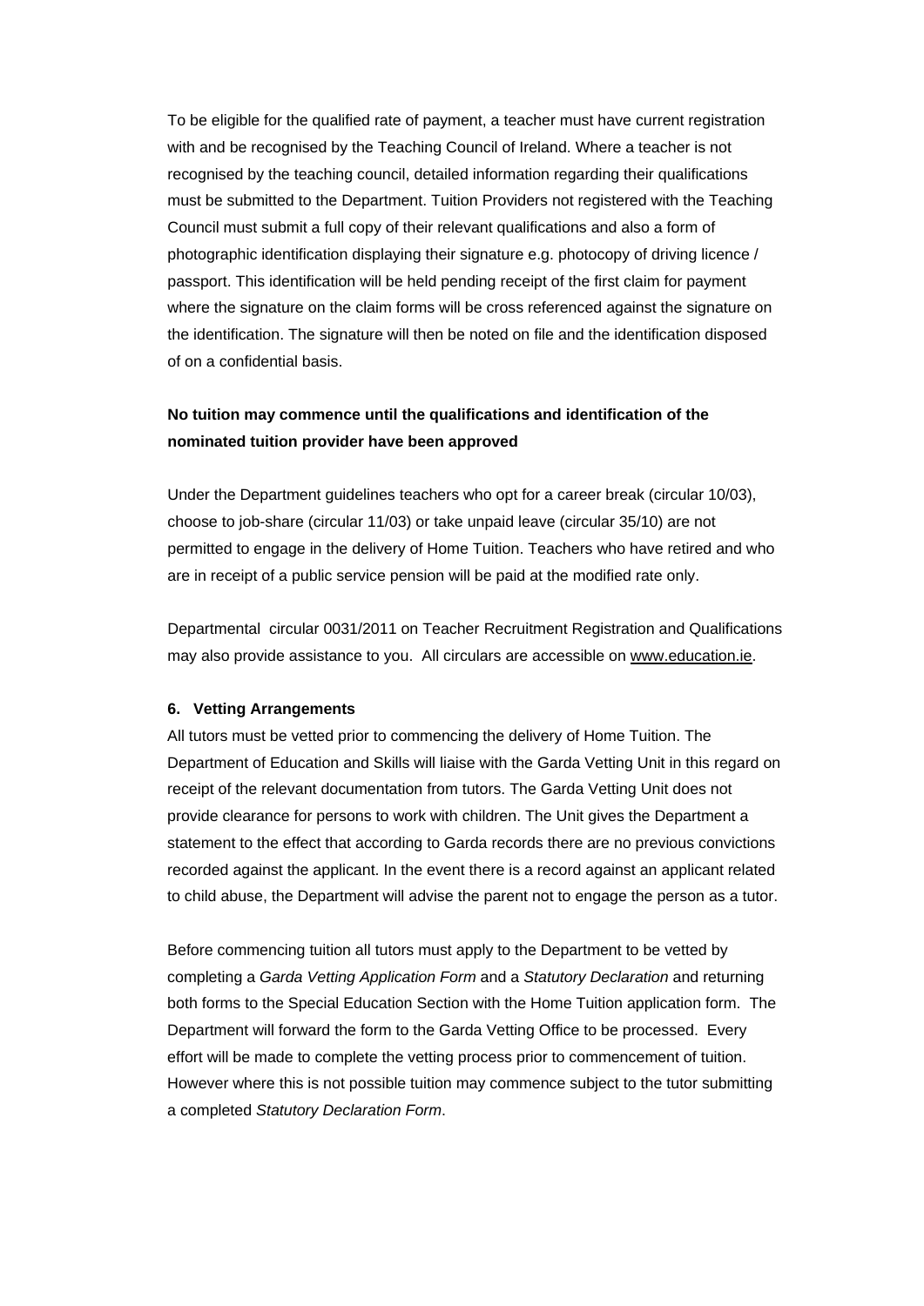To be eligible for the qualified rate of payment, a teacher must have current registration with and be recognised by the Teaching Council of Ireland. Where a teacher is not recognised by the teaching council, detailed information regarding their qualifications must be submitted to the Department. Tuition Providers not registered with the Teaching Council must submit a full copy of their relevant qualifications and also a form of photographic identification displaying their signature e.g. photocopy of driving licence / passport. This identification will be held pending receipt of the first claim for payment where the signature on the claim forms will be cross referenced against the signature on the identification. The signature will then be noted on file and the identification disposed of on a confidential basis.

**No tuition may commence until the qualifications and identification of the nominated tuition provider have been approved**

Under the Department guidelines teachers who opt for a career break (circular 10/03), choose to job-share (circular 11/03) or take unpaid leave (circular 35/10) are not permitted to engage in the delivery of Home Tuition. Teachers who have retired and who are in receipt of a public service pension will be paid at the modified rate only.

Departmental circular 0031/2011 on Teacher Recruitment Registration and Qualifications may also provide assistance to you. All circulars are accessible on www.education.ie.

### 6. Vetting Arrangements

All tutors must be vetted prior to commencing the delivery of Home Tuition. The Department of Education and Skills will liaise with the Garda Vetting Unit in this regard on receipt of the relevant documentation from tutors. The Garda Vetting Unit does not provide clearance for persons to work with children. The Unit gives the Department a statement to the effect that according to Garda records there are no previous convictions recorded against the applicant. In the event there is a record against an applicant related to child abuse, the Department will advise the parent not to engage the person as a tutor.

Before commencing tuition all tutors must apply to the Department to be vetted by completing a *Garda Vetting Application Form* and a *Statutory Declaration* and returning both forms to the Special Education Section with the Home Tuition application form. The Department will forward the form to the Garda Vetting Office to be processed. Every effort will be made to complete the vetting process prior to commencement of tuition. However where this is not possible tuition may commence subject to the tutor submitting a completed *Statutory Declaration Form*.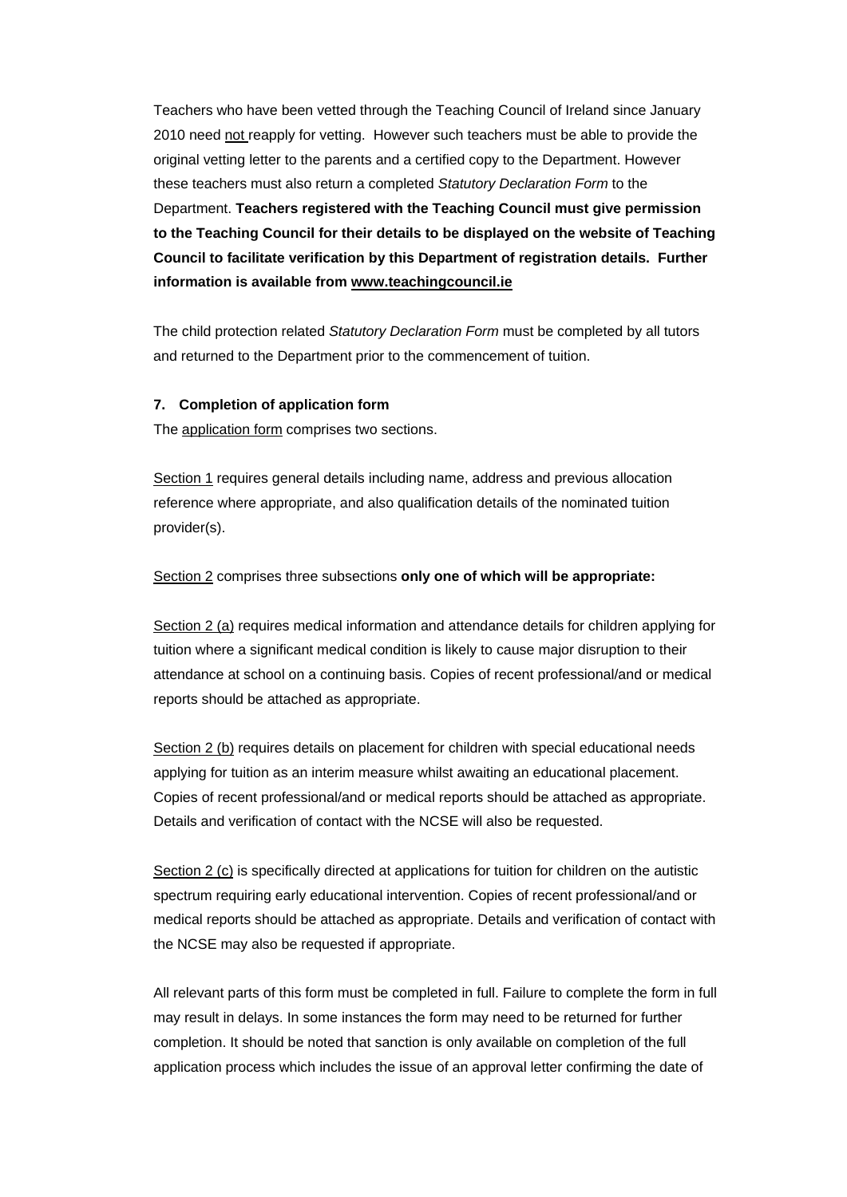Teachers who have been vetted through the Teaching Council of Ireland since January 2010 need not reapply for vetting. However such teachers must be able to provide the original vetting letter to the parents and a certified copy to the Department. However these teachers must also return a completed *Statutory Declaration Form* to the Department. **Teachers registered with the Teaching Council must give permission to the Teaching Council for their details to be displayed on the website of Teaching Council to facilitate verification by this Department of registration details. Further information is available from www.teachingcouncil.ie**

The child protection related *Statutory Declaration Form* must be completed by all tutors and returned to the Department prior to the commencement of tuition.

### 7. Completion of application form

The application form comprises two sections.

Section 1 requires general details including name, address and previous allocation reference where appropriate, and also qualification details of the nominated tuition provider(s).

Section 2 comprises three subsections **only one of which will be appropriate:**

Section 2 (a) requires medical information and attendance details for children applying for tuition where a significant medical condition is likely to cause major disruption to their attendance at school on a continuing basis. Copies of recent professional/and or medical reports should be attached as appropriate.

Section 2 (b) requires details on placement for children with special educational needs applying for tuition as an interim measure whilst awaiting an educational placement. Copies of recent professional/and or medical reports should be attached as appropriate. Details and verification of contact with the NCSE will also be requested.

Section 2 (c) is specifically directed at applications for tuition for children on the autistic spectrum requiring early educational intervention. Copies of recent professional/and or medical reports should be attached as appropriate. Details and verification of contact with the NCSE may also be requested if appropriate.

All relevant parts of this form must be completed in full. Failure to complete the form in full may result in delays. In some instances the form may need to be returned for further completion. It should be noted that sanction is only available on completion of the full application process which includes the issue of an approval letter confirming the date of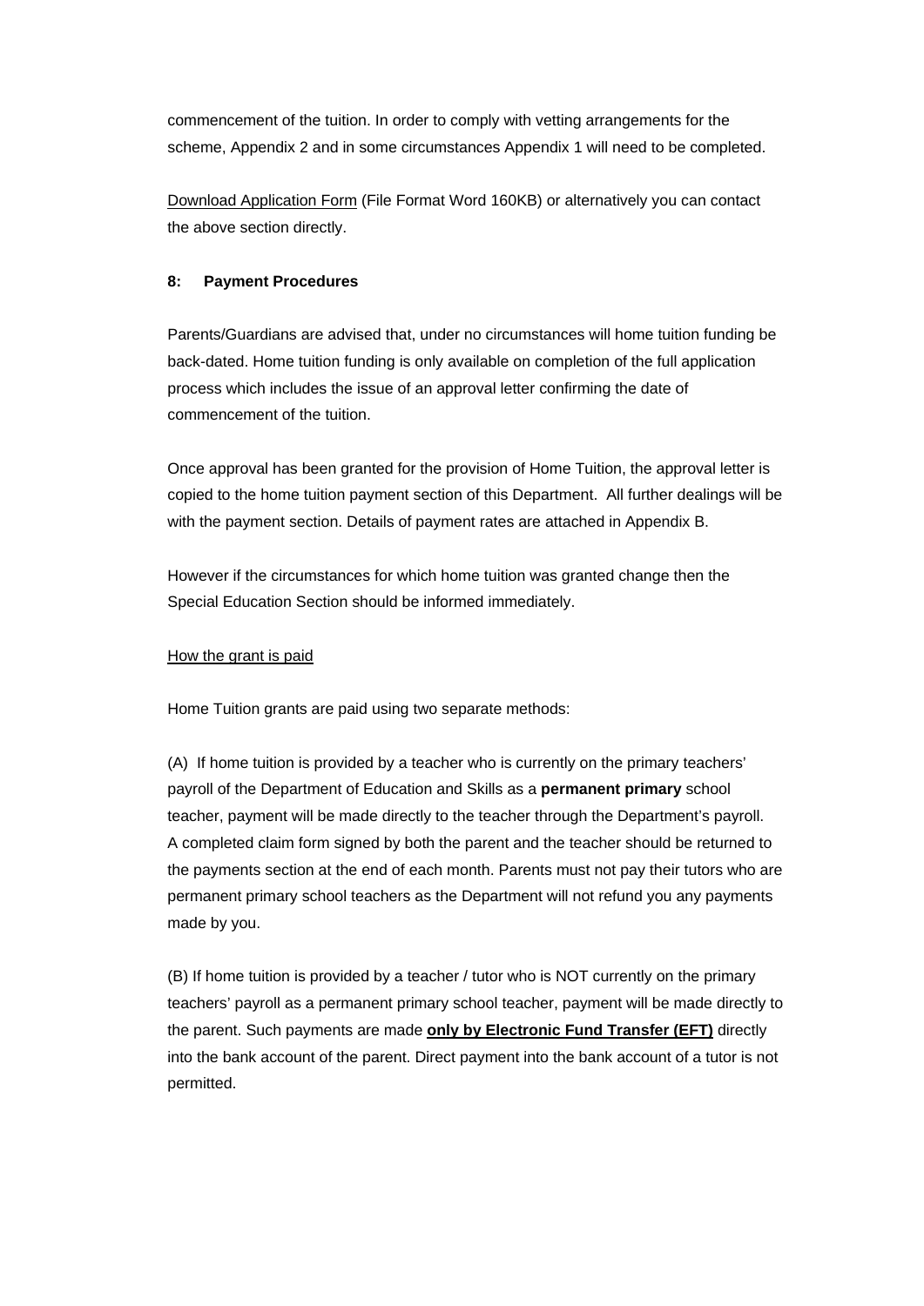commencement of the tuition. In order to comply with vetting arrangements for the scheme, Appendix 2 and in some circumstances Appendix 1 will need to be completed.

Download Application Form (File Format Word 160KB) or alternatively you can contact the above section directly.

### 8: Payment Procedures

Parents/Guardians are advised that, under no circumstances will home tuition funding be back-dated. Home tuition funding is only available on completion of the full application process which includes the issue of an approval letter confirming the date of commencement of the tuition.

Once approval has been granted for the provision of Home Tuition, the approval letter is copied to the home tuition payment section of this Department. All further dealings will be with the payment section. Details of payment rates are attached in Appendix B.

However if the circumstances for which home tuition was granted change then the Special Education Section should be informed immediately.

How the grant is paid

Home Tuition grants are paid using two separate methods:

(A) If home tuition is provided by a teacher who is currently on the primary teachers' payroll of the Department of Education and Skills as a **permanent primary** school teacher, payment will be made directly to the teacher through the Department's payroll. A completed claim form signed by both the parent and the teacher should be returned to the payments section at the end of each month. Parents must not pay their tutors who are permanent primary school teachers as the Department will not refund you any payments made by you.

(B) If home tuition is provided by a teacher / tutor who is NOT currently on the primary teachers' payroll as a permanent primary school teacher, payment will be made directly to the parent. Such payments are made **only by Electronic Fund Transfer (EFT)** directly into the bank account of the parent. Direct payment into the bank account of a tutor is not permitted.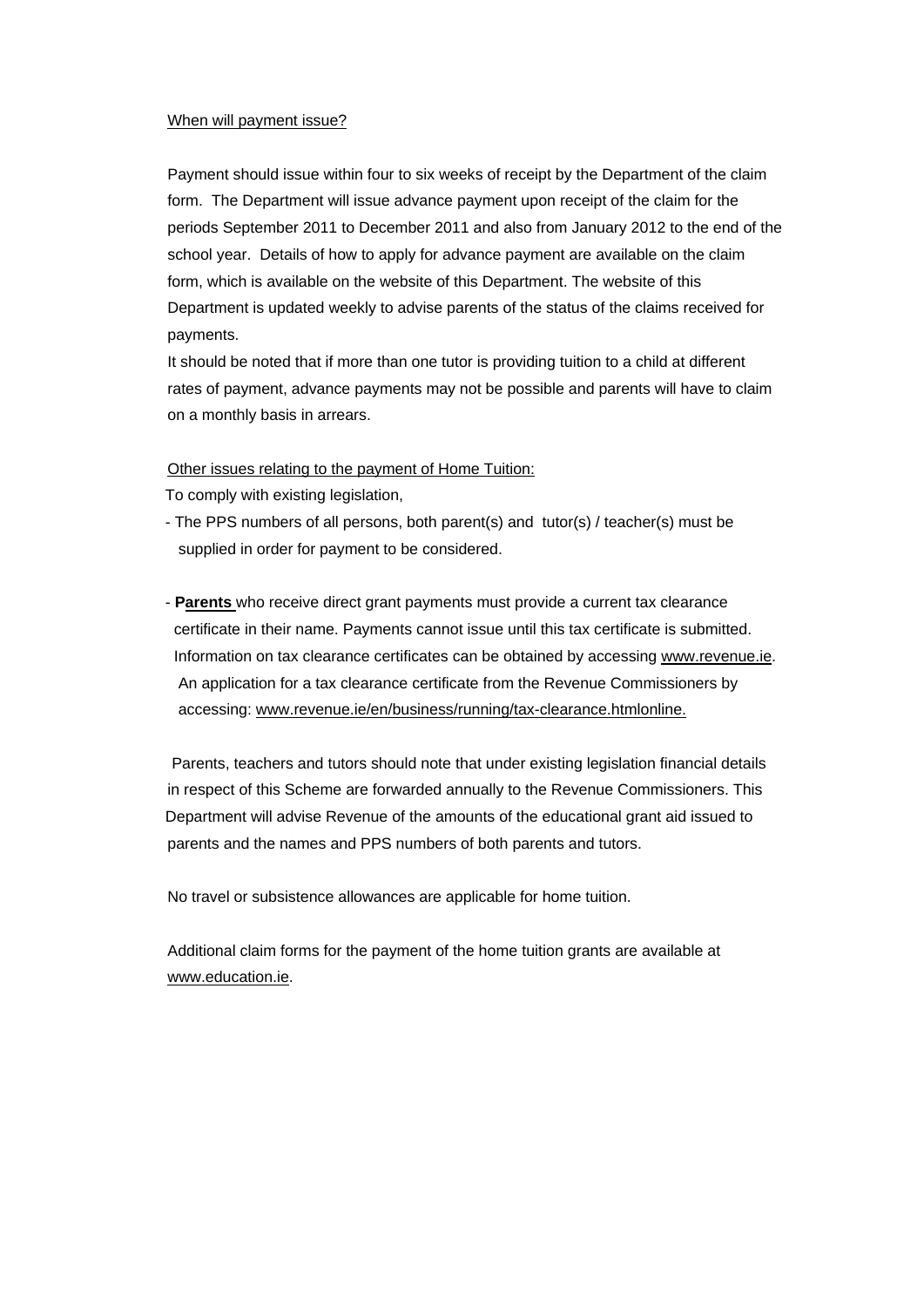When will payment issue?

Payment should issue within four to six weeks of receipt by the Department of the claim form. The Department will issue advance payment upon receipt of the claim for the periods September 2011 to December 2011 and also from January 2012 to the end of the school year. Details of how to apply for advance payment are available on the claim form, which is available on the website of this Department. The website of this Department is updated weekly to advise parents of the status of the claims received for payments.

It should be noted that if more than one tutor is providing tuition to a child at different rates of payment, advance payments may not be possible and parents will have to claim on a monthly basis in arrears.

Other issues relating to the payment of Home Tuition:

To comply with existing legislation,

- The PPS numbers of all persons, both parent(s) and tutor(s) / teacher(s) must be supplied in order for payment to be considered.

- **Parents** who receive direct grant payments must provide a current tax clearance certificate in their name. Payments cannot issue until this tax certificate is submitted. Information on tax clearance certificates can be obtained by accessing www.revenue.ie. An application for a tax clearance certificate from the Revenue Commissioners by accessing: www.revenue.ie/en/business/running/tax-clearance.htmlonline.

Parents, teachers and tutors should note that under existing legislation financial details in respect of this Scheme are forwarded annually to the Revenue Commissioners. This Department will advise Revenue of the amounts of the educational grant aid issued to parents and the names and PPS numbers of both parents and tutors.

No travel or subsistence allowances are applicable for home tuition.

Additional claim forms for the payment of the home tuition grants are available at www.education.ie.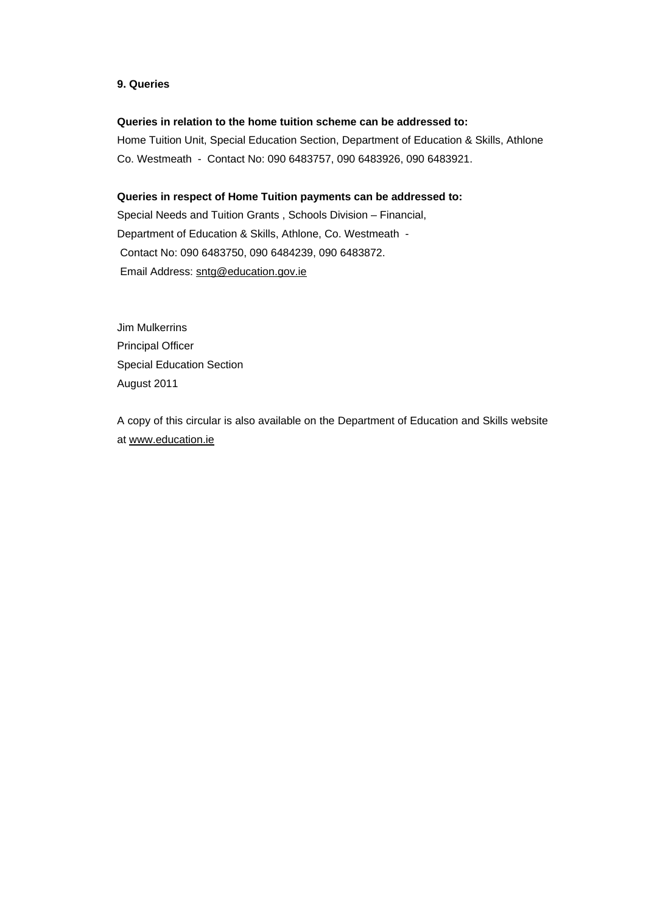## 9. Queries

**Queries in relation to the home tuition scheme can be addressed to:**
Home Tuition Unit, Special Education Section, Department of Education & Skills, Athlone Co. Westmeath - Contact No: 090 6483757, 090 6483926, 090 6483921.

**Queries in respect of Home Tuition payments can be addressed to:**
Special Needs and Tuition Grants , Schools Division – Financial,
Department of Education & Skills, Athlone, Co. Westmeath -
Contact No: 090 6483750, 090 6484239, 090 6483872.
Email Address: sntg@education.gov.ie

Jim Mulkerrins
Principal Officer
Special Education Section
August 2011

A copy of this circular is also available on the Department of Education and Skills website at www.education.ie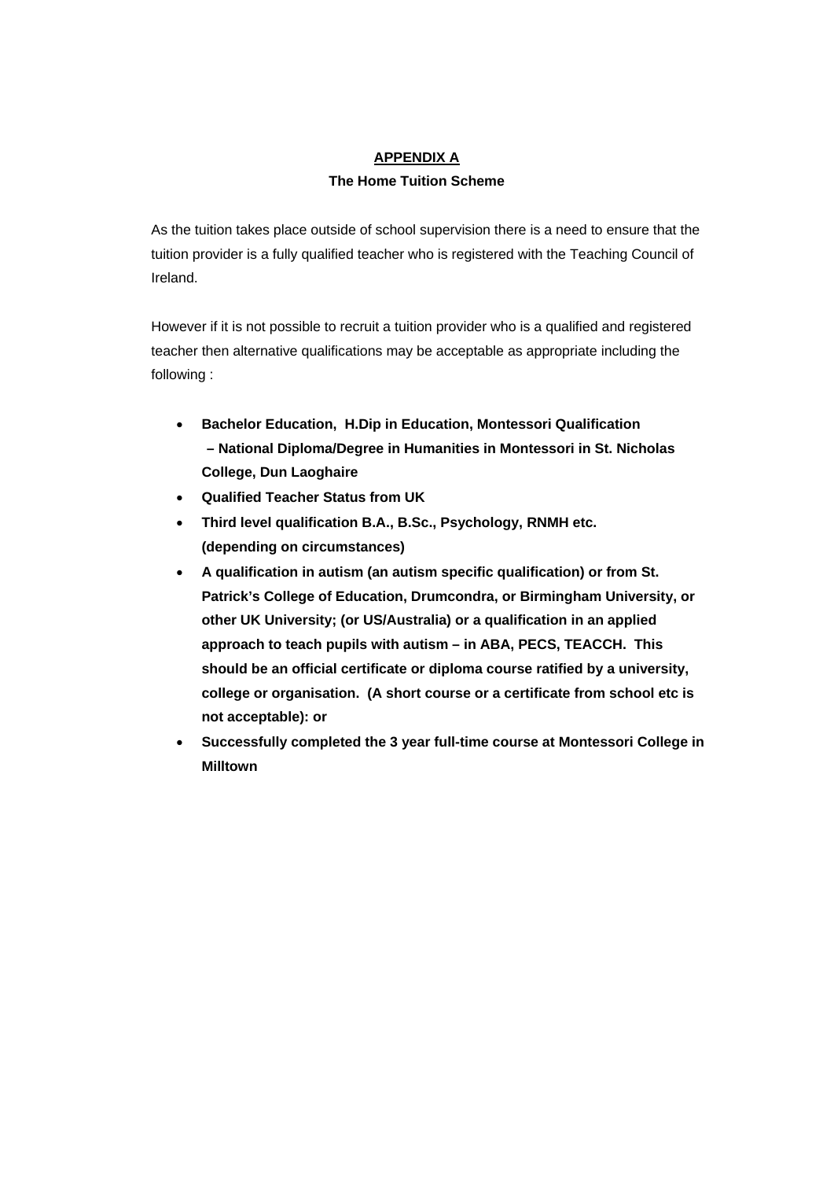## APPENDIX A

### The Home Tuition Scheme

As the tuition takes place outside of school supervision there is a need to ensure that the tuition provider is a fully qualified teacher who is registered with the Teaching Council of Ireland.

However if it is not possible to recruit a tuition provider who is a qualified and registered teacher then alternative qualifications may be acceptable as appropriate including the following :

- **Bachelor Education, H.Dip in Education, Montessori Qualification – National Diploma/Degree in Humanities in Montessori in St. Nicholas College, Dun Laoghaire**
- **Qualified Teacher Status from UK**
- **Third level qualification B.A., B.Sc., Psychology, RNMH etc. (depending on circumstances)**
- **A qualification in autism (an autism specific qualification) or from St. Patrick's College of Education, Drumcondra, or Birmingham University, or other UK University; (or US/Australia) or a qualification in an applied approach to teach pupils with autism – in ABA, PECS, TEACCH. This should be an official certificate or diploma course ratified by a university, college or organisation. (A short course or a certificate from school etc is not acceptable): or**
- **Successfully completed the 3 year full-time course at Montessori College in Milltown**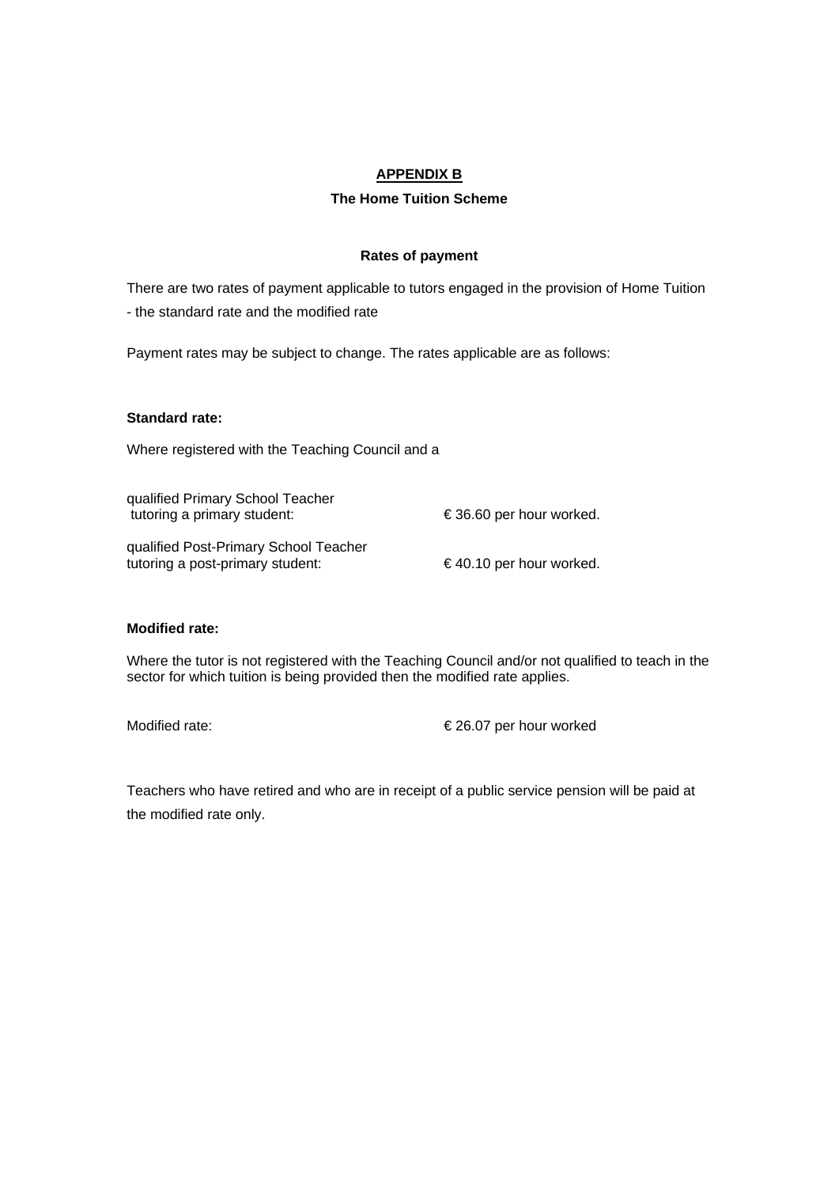## APPENDIX B

### The Home Tuition Scheme

#### Rates of payment

There are two rates of payment applicable to tutors engaged in the provision of Home Tuition - the standard rate and the modified rate

Payment rates may be subject to change. The rates applicable are as follows:

**Standard rate:**

Where registered with the Teaching Council and a

| | |
|---|---|
| qualified Primary School Teacher tutoring a primary student: | € 36.60 per hour worked. |
| qualified Post-Primary School Teacher tutoring a post-primary student: | € 40.10 per hour worked. |

**Modified rate:**

Where the tutor is not registered with the Teaching Council and/or not qualified to teach in the sector for which tuition is being provided then the modified rate applies.

| | |
|---|---|
| Modified rate: | € 26.07 per hour worked |

Teachers who have retired and who are in receipt of a public service pension will be paid at the modified rate only.